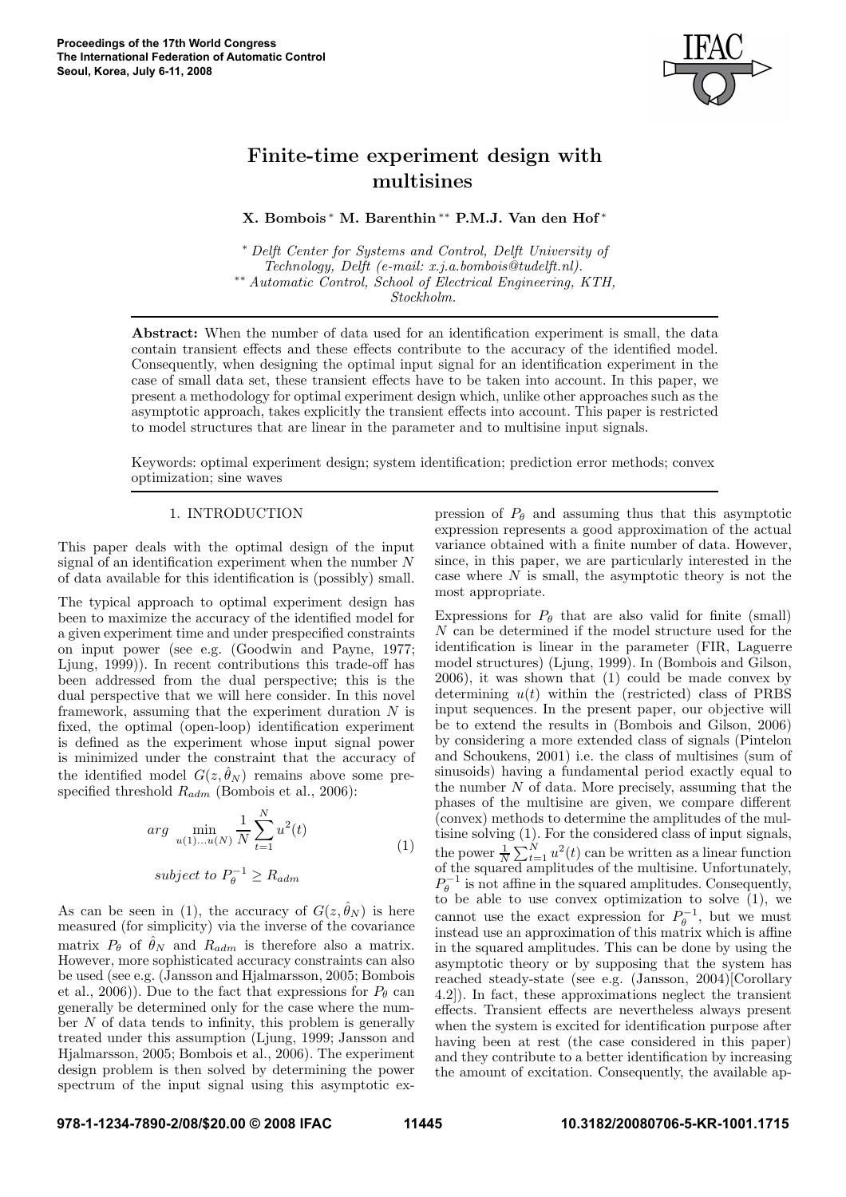# Finite-time experiment design with multisines

**X. Bombois** [*] **M. Barenthin** [**] **P.M.J. Van den Hof** [*]

[*] *Delft Center for Systems and Control, Delft University of Technology, Delft (e-mail: x.j.a.bombois@tudelft.nl).*
[**] *Automatic Control, School of Electrical Engineering, KTH, Stockholm.*

**Abstract:** When the number of data used for an identification experiment is small, the data contain transient effects and these effects contribute to the accuracy of the identified model. Consequently, when designing the optimal input signal for an identification experiment in the case of small data set, these transient effects have to be taken into account. In this paper, we present a methodology for optimal experiment design which, unlike other approaches such as the asymptotic approach, takes explicitly the transient effects into account. This paper is restricted to model structures that are linear in the parameter and to multisine input signals.

Keywords: optimal experiment design; system identification; prediction error methods; convex optimization; sine waves

## 1. INTRODUCTION

This paper deals with the optimal design of the input signal of an identification experiment when the number $N$ of data available for this identification is (possibly) small.

The typical approach to optimal experiment design has been to maximize the accuracy of the identified model for a given experiment time and under prespecified constraints on input power (see e.g. (Goodwin and Payne, 1977; Ljung, 1999)). In recent contributions this trade-off has been addressed from the dual perspective; this is the dual perspective that we will here consider. In this novel framework, assuming that the experiment duration $N$ is fixed, the optimal (open-loop) identification experiment is defined as the experiment whose input signal power is minimized under the constraint that the accuracy of the identified model $G(z, \hat{\theta}_N)$ remains above some pre-specified threshold $R_{adm}$ (Bombois et al., 2006):

$$
arg \min_{u(1)...u(N)} \frac{1}{N} \sum_{t=1}^{N} u^2(t) \qquad (1)
$$

$$
subject\ to\ P_\theta^{-1} \geq R_{adm}
$$

As can be seen in (1), the accuracy of $G(z, \hat{\theta}_N)$ is here measured (for simplicity) via the inverse of the covariance matrix $P_\theta$ of $\hat{\theta}_N$ and $R_{adm}$ is therefore also a matrix. However, more sophisticated accuracy constraints can also be used (see e.g. (Jansson and Hjalmarsson, 2005; Bombois et al., 2006)). Due to the fact that expressions for $P_\theta$ can generally be determined only for the case where the number $N$ of data tends to infinity, this problem is generally treated under this assumption (Ljung, 1999; Jansson and Hjalmarsson, 2005; Bombois et al., 2006). The experiment design problem is then solved by determining the power spectrum of the input signal using this asymptotic expression of $P_\theta$ and assuming thus that this asymptotic expression represents a good approximation of the actual variance obtained with a finite number of data. However, since, in this paper, we are particularly interested in the case where $N$ is small, the asymptotic theory is not the most appropriate.

Expressions for $P_\theta$ that are also valid for finite (small) $N$ can be determined if the model structure used for the identification is linear in the parameter (FIR, Laguerre model structures) (Ljung, 1999). In (Bombois and Gilson, 2006), it was shown that (1) could be made convex by determining $u(t)$ within the (restricted) class of PRBS input sequences. In the present paper, our objective will be to extend the results in (Bombois and Gilson, 2006) by considering a more extended class of signals (Pintelon and Schoukens, 2001) i.e. the class of multisines (sum of sinusoids) having a fundamental period exactly equal to the number $N$ of data. More precisely, assuming that the phases of the multisine are given, we compare different (convex) methods to determine the amplitudes of the multisine solving (1). For the considered class of input signals, the power $\frac{1}{N}\sum_{t=1}^{N} u^2(t)$ can be written as a linear function of the squared amplitudes of the multisine. Unfortunately, $P_\theta^{-1}$ is not affine in the squared amplitudes. Consequently, to be able to use convex optimization to solve (1), we cannot use the exact expression for $P_\theta^{-1}$, but we must instead use an approximation of this matrix which is affine in the squared amplitudes. This can be done by using the asymptotic theory or by supposing that the system has reached steady-state (see e.g. (Jansson, 2004)[Corollary 4.2]). In fact, these approximations neglect the transient effects. Transient effects are nevertheless always present when the system is excited for identification purpose after having been at rest (the case considered in this paper) and they contribute to a better identification by increasing the amount of excitation. Consequently, the available ap-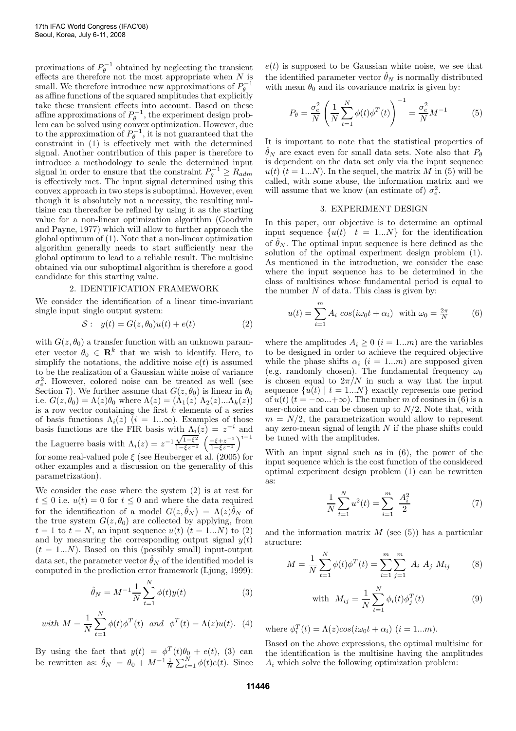proximations of $P_\theta^{-1}$ obtained by neglecting the transient effects are therefore not the most appropriate when $N$ is small. We therefore introduce new approximations of $P_\theta^{-1}$ as affine functions of the squared amplitudes that explicitly take these transient effects into account. Based on these affine approximations of $P_\theta^{-1}$, the experiment design problem can be solved using convex optimization. However, due to the approximation of $P_\theta^{-1}$, it is not guaranteed that the constraint in (1) is effectively met with the determined signal. Another contribution of this paper is therefore to introduce a methodology to scale the determined input signal in order to ensure that the constraint $P_\theta^{-1} \geq R_{adm}$ is effectively met. The input signal determined using this convex approach in two steps is suboptimal. However, even though it is absolutely not a necessity, the resulting multisine can thereafter be refined by using it as the starting value for a non-linear optimization algorithm (Goodwin and Payne, 1977) which will allow to further approach the global optimum of (1). Note that a non-linear optimization algorithm generally needs to start sufficiently near the global optimum to lead to a reliable result. The multisine obtained via our suboptimal algorithm is therefore a good candidate for this starting value.

## 2. IDENTIFICATION FRAMEWORK

We consider the identification of a linear time-invariant single input single output system:

$$\mathcal{S}: \quad y(t) = G(z, \theta_0)u(t) + e(t) \tag{2}$$

with $G(z, \theta_0)$ a transfer function with an unknown parameter vector $\theta_0 \in \mathbf{R}^k$ that we wish to identify. Here, to simplify the notations, the additive noise $e(t)$ is assumed to be the realization of a Gaussian white noise of variance $\sigma_e^2$. However, colored noise can be treated as well (see Section 7). We further assume that $G(z, \theta_0)$ is linear in $\theta_0$ i.e. $G(z, \theta_0) = \Lambda(z)\theta_0$ where $\Lambda(z) = (\Lambda_1(z)\ \Lambda_2(z) ... \Lambda_k(z))$ is a row vector containing the first $k$ elements of a series of basis functions $\Lambda_i(z)$ $(i = 1...\infty)$. Examples of those basis functions are the FIR basis with $\Lambda_i(z) = z^{-i}$ and the Laguerre basis with $\Lambda_i(z) = z^{-1}\frac{\sqrt{1-\xi^2}}{1-\xi z^{-1}}\left(\frac{-\xi+z^{-1}}{1-\xi z^{-1}}\right)^{i-1}$ for some real-valued pole $\xi$ (see Heuberger et al. (2005) for other examples and a discussion on the generality of this parametrization).

We consider the case where the system (2) is at rest for $t \leq 0$ i.e. $u(t) = 0$ for $t \leq 0$ and where the data required for the identification of a model $G(z, \hat{\theta}_N) = \Lambda(z)\hat{\theta}_N$ of the true system $G(z, \theta_0)$ are collected by applying, from $t = 1$ to $t = N$, an input sequence $u(t)$ $(t = 1...N)$ to (2) and by measuring the corresponding output signal $y(t)$ $(t = 1...N)$. Based on this (possibly small) input-output data set, the parameter vector $\hat{\theta}_N$ of the identified model is computed in the prediction error framework (Ljung, 1999):

$$\hat{\theta}_N = M^{-1}\frac{1}{N}\sum_{t=1}^{N}\phi(t)y(t) \tag{3}$$

$$with\ M = \frac{1}{N}\sum_{t=1}^{N}\phi(t)\phi^T(t) \quad and \quad \phi^T(t) = \Lambda(z)u(t). \tag{4}$$

By using the fact that $y(t) = \phi^T(t)\theta_0 + e(t)$, (3) can be rewritten as: $\hat{\theta}_N = \theta_0 + M^{-1}\frac{1}{N}\sum_{t=1}^{N}\phi(t)e(t)$. Since $e(t)$ is supposed to be Gaussian white noise, we see that the identified parameter vector $\hat{\theta}_N$ is normally distributed with mean $\theta_0$ and its covariance matrix is given by:

$$P_\theta = \frac{\sigma_e^2}{N}\left(\frac{1}{N}\sum_{t=1}^{N}\phi(t)\phi^T(t)\right)^{-1} = \frac{\sigma_e^2}{N}M^{-1} \tag{5}$$

It is important to note that the statistical properties of $\hat{\theta}_N$ are exact even for small data sets. Note also that $P_\theta$ is dependent on the data set only via the input sequence $u(t)$ $(t = 1...N)$. In the sequel, the matrix $M$ in (5) will be called, with some abuse, the information matrix and we will assume that we know (an estimate of) $\sigma_e^2$.

## 3. EXPERIMENT DESIGN

In this paper, our objective is to determine an optimal input sequence $\{u(t) \quad t = 1...N\}$ for the identification of $\hat{\theta}_N$. The optimal input sequence is here defined as the solution of the optimal experiment design problem (1). As mentioned in the introduction, we consider the case where the input sequence has to be determined in the class of multisines whose fundamental period is equal to the number $N$ of data. This class is given by:

$$u(t) = \sum_{i=1}^{m} A_i\ cos(i\omega_0 t + \alpha_i) \quad \text{with } \omega_0 = \tfrac{2\pi}{N} \tag{6}$$

where the amplitudes $A_i \geq 0$ $(i = 1...m)$ are the variables to be designed in order to achieve the required objective while the phase shifts $\alpha_i$ $(i = 1...m)$ are supposed given (e.g. randomly chosen). The fundamental frequency $\omega_0$ is chosen equal to $2\pi/N$ in such a way that the input sequence $\{u(t) \mid t = 1...N\}$ exactly represents one period of $u(t)$ $(t = -\infty...+\infty)$. The number $m$ of cosines in (6) is a user-choice and can be chosen up to $N/2$. Note that, with $m = N/2$, the parametrization would allow to represent any zero-mean signal of length $N$ if the phase shifts could be tuned with the amplitudes.

With an input signal such as in (6), the power of the input sequence which is the cost function of the considered optimal experiment design problem (1) can be rewritten as:

$$\frac{1}{N}\sum_{t=1}^{N}u^2(t) = \sum_{i=1}^{m}\ \frac{A_i^2}{2} \tag{7}$$

and the information matrix $M$ (see (5)) has a particular structure:

$$M = \frac{1}{N}\sum_{t=1}^{N}\phi(t)\phi^T(t) = \sum_{i=1}^{m}\sum_{j=1}^{m}\ A_i\ A_j\ M_{ij} \tag{8}$$

$$\text{with} \quad M_{ij} = \frac{1}{N}\sum_{t=1}^{N}\phi_i(t)\phi_j^T(t) \tag{9}$$

where $\phi_i^T(t) = \Lambda(z)cos(i\omega_0 t + \alpha_i)$ $(i = 1...m)$.

Based on the above expressions, the optimal multisine for the identification is the multisine having the amplitudes $A_i$ which solve the following optimization problem: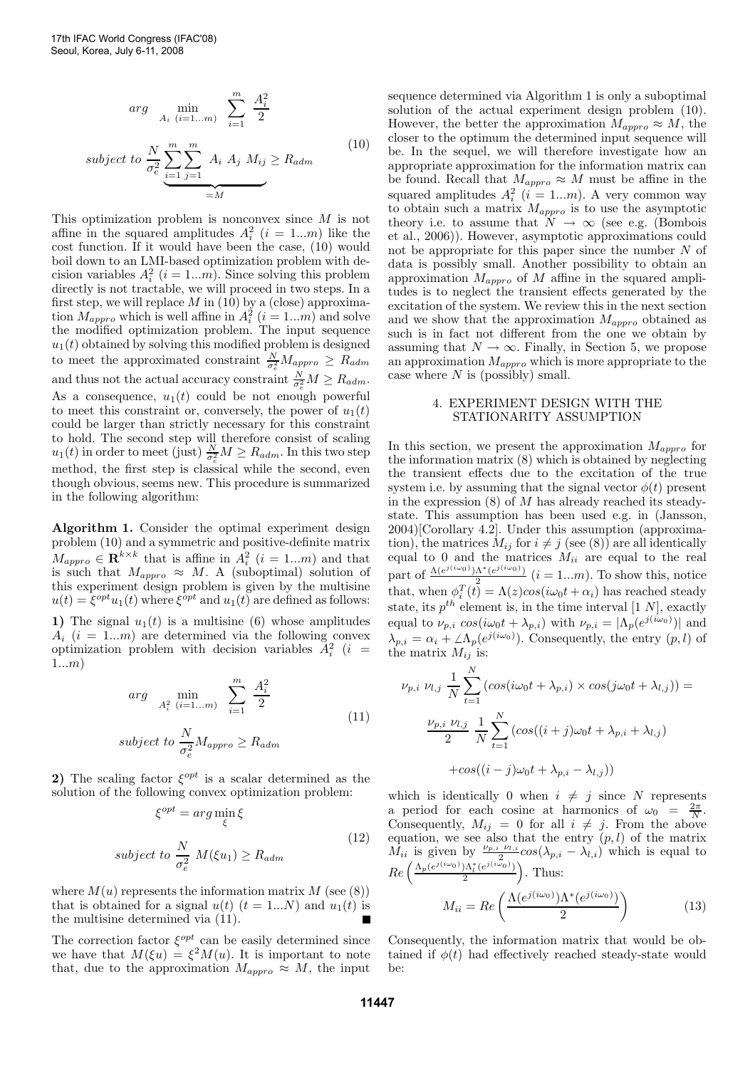$$
\begin{aligned}
arg \quad & \min_{A_i \ (i=1...m)} \ \sum_{i=1}^{m} \frac{A_i^2}{2} \\
subject\ to\ & \frac{N}{\sigma_e^2} \underbrace{\sum_{i=1}^{m}\sum_{j=1}^{m} A_i\ A_j\ M_{ij}}_{=M} \geq R_{adm}
\end{aligned}
\tag{10}
$$

This optimization problem is nonconvex since $M$ is not affine in the squared amplitudes $A_i^2$ $(i = 1...m)$ like the cost function. If it would have been the case, (10) would boil down to an LMI-based optimization problem with decision variables $A_i^2$ $(i = 1...m)$. Since solving this problem directly is not tractable, we will proceed in two steps. In a first step, we will replace $M$ in (10) by a (close) approximation $M_{appro}$ which is well affine in $A_i^2$ $(i = 1...m)$ and solve the modified optimization problem. The input sequence $u_1(t)$ obtained by solving this modified problem is designed to meet the approximated constraint $\frac{N}{\sigma_e^2} M_{appro} \geq R_{adm}$ and thus not the actual accuracy constraint $\frac{N}{\sigma_e^2} M \geq R_{adm}$. As a consequence, $u_1(t)$ could be not enough powerful to meet this constraint or, conversely, the power of $u_1(t)$ could be larger than strictly necessary for this constraint to hold. The second step will therefore consist of scaling $u_1(t)$ in order to meet (just) $\frac{N}{\sigma_e^2} M \geq R_{adm}$. In this two step method, the first step is classical while the second, even though obvious, seems new. This procedure is summarized in the following algorithm:

**Algorithm 1.** Consider the optimal experiment design problem (10) and a symmetric and positive-definite matrix $M_{appro} \in \mathbf{R}^{k \times k}$ that is affine in $A_i^2$ $(i = 1...m)$ and that is such that $M_{appro} \approx M$. A (suboptimal) solution of this experiment design problem is given by the multisine $u(t) = \xi^{opt} u_1(t)$ where $\xi^{opt}$ and $u_1(t)$ are defined as follows:

**1)** The signal $u_1(t)$ is a multisine (6) whose amplitudes $A_i$ $(i = 1...m)$ are determined via the following convex optimization problem with decision variables $A_i^2$ $(i = 1...m)$

$$
\begin{aligned}
arg \quad & \min_{A_i^2 \ (i=1...m)} \ \sum_{i=1}^{m} \frac{A_i^2}{2} \\
subject\ to\ & \frac{N}{\sigma_e^2} M_{appro} \geq R_{adm}
\end{aligned}
\tag{11}
$$

**2)** The scaling factor $\xi^{opt}$ is a scalar determined as the solution of the following convex optimization problem:

$$
\begin{aligned}
& \xi^{opt} = arg \min_{\xi} \xi \\
subject\ to\ & \frac{N}{\sigma_e^2}\ M(\xi u_1) \geq R_{adm}
\end{aligned}
\tag{12}
$$

where $M(u)$ represents the information matrix $M$ (see (8)) that is obtained for a signal $u(t)$ $(t = 1...N)$ and $u_1(t)$ is the multisine determined via (11). ∎

The correction factor $\xi^{opt}$ can be easily determined since we have that $M(\xi u) = \xi^2 M(u)$. It is important to note that, due to the approximation $M_{appro} \approx M$, the input sequence determined via Algorithm 1 is only a suboptimal solution of the actual experiment design problem (10). However, the better the approximation $M_{appro} \approx M$, the closer to the optimum the determined input sequence will be. In the sequel, we will therefore investigate how an appropriate approximation for the information matrix can be found. Recall that $M_{appro} \approx M$ must be affine in the squared amplitudes $A_i^2$ $(i = 1...m)$. A very common way to obtain such a matrix $M_{appro}$ is to use the asymptotic theory i.e. to assume that $N \to \infty$ (see e.g. (Bombois et al., 2006)). However, asymptotic approximations could not be appropriate for this paper since the number $N$ of data is possibly small. Another possibility to obtain an approximation $M_{appro}$ of $M$ affine in the squared amplitudes is to neglect the transient effects generated by the excitation of the system. We review this in the next section and we show that the approximation $M_{appro}$ obtained as such is in fact not different from the one we obtain by assuming that $N \to \infty$. Finally, in Section 5, we propose an approximation $M_{appro}$ which is more appropriate to the case where $N$ is (possibly) small.

## 4. EXPERIMENT DESIGN WITH THE STATIONARITY ASSUMPTION

In this section, we present the approximation $M_{appro}$ for the information matrix (8) which is obtained by neglecting the transient effects due to the excitation of the true system i.e. by assuming that the signal vector $\phi(t)$ present in the expression (8) of $M$ has already reached its steady-state. This assumption has been used e.g. in (Jansson, 2004)[Corollary 4.2]. Under this assumption (approximation), the matrices $M_{ij}$ for $i \neq j$ (see (8)) are all identically equal to 0 and the matrices $M_{ii}$ are equal to the real part of $\frac{\Lambda(e^{j(i\omega_0)})\Lambda^*(e^{j(i\omega_0)})}{2}$ $(i = 1...m)$. To show this, notice that, when $\phi_i^T(t) = \Lambda(z) cos(i\omega_0 t + \alpha_i)$ has reached steady state, its $p^{th}$ element is, in the time interval $[1\ N]$, exactly equal to $\nu_{p,i}\ cos(i\omega_0 t + \lambda_{p,i})$ with $\nu_{p,i} = |\Lambda_p(e^{j(i\omega_0)})|$ and $\lambda_{p,i} = \alpha_i + \angle\Lambda_p(e^{j(i\omega_0)})$. Consequently, the entry $(p, l)$ of the matrix $M_{ij}$ is:

$$
\begin{aligned}
&\nu_{p,i}\ \nu_{l,j}\ \frac{1}{N}\sum_{t=1}^{N}\left(cos(i\omega_0 t + \lambda_{p,i}) \times cos(j\omega_0 t + \lambda_{l,j})\right) = \\
&\frac{\nu_{p,i}\ \nu_{l,j}}{2}\ \frac{1}{N}\sum_{t=1}^{N}\left(cos((i+j)\omega_0 t + \lambda_{p,i} + \lambda_{l,j})\right. \\
&\left. + cos((i-j)\omega_0 t + \lambda_{p,i} - \lambda_{l,j})\right)
\end{aligned}
$$

which is identically 0 when $i \neq j$ since $N$ represents a period for each cosine at harmonics of $\omega_0 = \frac{2\pi}{N}$. Consequently, $M_{ij} = 0$ for all $i \neq j$. From the above equation, we see also that the entry $(p, l)$ of the matrix $M_{ii}$ is given by $\frac{\nu_{p,i}\ \nu_{l,i}}{2} cos(\lambda_{p,i} - \lambda_{l,i})$ which is equal to $Re\left(\frac{\Lambda_p(e^{j(i\omega_0)})\Lambda_l^*(e^{j(i\omega_0)})}{2}\right)$. Thus:

$$
M_{ii} = Re\left(\frac{\Lambda(e^{j(i\omega_0)})\Lambda^*(e^{j(i\omega_0)})}{2}\right) \tag{13}
$$

Consequently, the information matrix that would be obtained if $\phi(t)$ had effectively reached steady-state would be: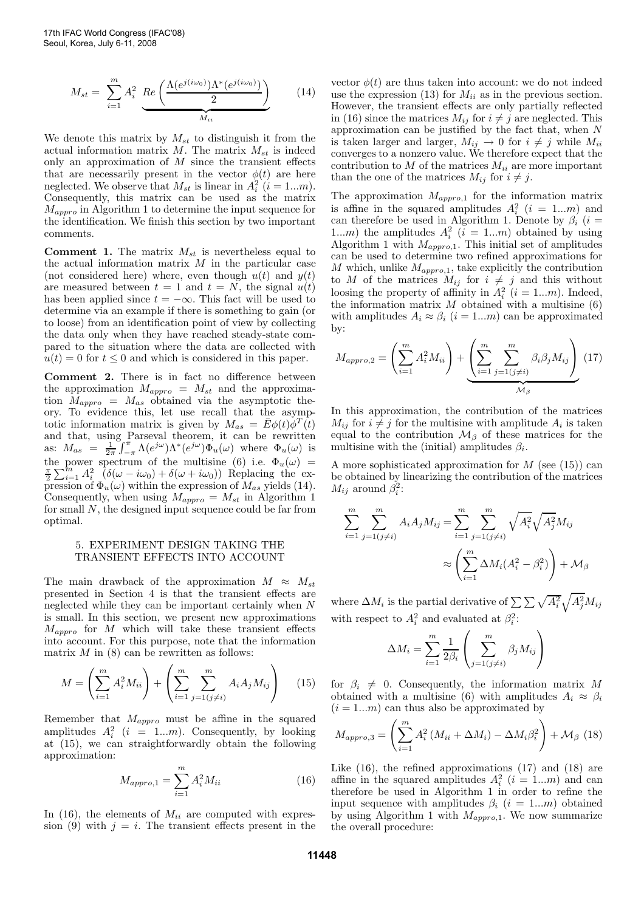$$M_{st} = \sum_{i=1}^{m} A_i^2 \underbrace{Re\left(\frac{\Lambda(e^{j(i\omega_0)})\Lambda^*(e^{j(i\omega_0)})}{2}\right)}_{M_{ii}} \qquad (14)$$

We denote this matrix by $M_{st}$ to distinguish it from the actual information matrix $M$. The matrix $M_{st}$ is indeed only an approximation of $M$ since the transient effects that are necessarily present in the vector $\phi(t)$ are here neglected. We observe that $M_{st}$ is linear in $A_i^2$ $(i = 1...m)$. Consequently, this matrix can be used as the matrix $M_{appro}$ in Algorithm 1 to determine the input sequence for the identification. We finish this section by two important comments.

**Comment 1.** The matrix $M_{st}$ is nevertheless equal to the actual information matrix $M$ in the particular case (not considered here) where, even though $u(t)$ and $y(t)$ are measured between $t = 1$ and $t = N$, the signal $u(t)$ has been applied since $t = -\infty$. This fact will be used to determine via an example if there is something to gain (or to loose) from an identification point of view by collecting the data only when they have reached steady-state compared to the situation where the data are collected with $u(t) = 0$ for $t \leq 0$ and which is considered in this paper.

**Comment 2.** There is in fact no difference between the approximation $M_{appro} = M_{st}$ and the approximation $M_{appro} = M_{as}$ obtained via the asymptotic theory. To evidence this, let use recall that the asymptotic information matrix is given by $M_{as} = \bar{E}\phi(t)\phi^T(t)$ and that, using Parseval theorem, it can be rewritten as: $M_{as} = \frac{1}{2\pi}\int_{-\pi}^{\pi} \Lambda(e^{j\omega})\Lambda^*(e^{j\omega})\Phi_u(\omega)$ where $\Phi_u(\omega)$ is the power spectrum of the multisine (6) i.e. $\Phi_u(\omega) = \frac{\pi}{2}\sum_{i=1}^{m} A_i^2 \ (\delta(\omega - i\omega_0) + \delta(\omega + i\omega_0))$ Replacing the expression of $\Phi_u(\omega)$ within the expression of $M_{as}$ yields (14). Consequently, when using $M_{appro} = M_{st}$ in Algorithm 1 for small $N$, the designed input sequence could be far from optimal.

## 5. EXPERIMENT DESIGN TAKING THE TRANSIENT EFFECTS INTO ACCOUNT

The main drawback of the approximation $M \approx M_{st}$ presented in Section 4 is that the transient effects are neglected while they can be important certainly when $N$ is small. In this section, we present new approximations $M_{appro}$ for $M$ which will take these transient effects into account. For this purpose, note that the information matrix $M$ in (8) can be rewritten as follows:

$$M = \left(\sum_{i=1}^{m} A_i^2 M_{ii}\right) + \left(\sum_{i=1}^{m}\sum_{j=1 (j\neq i)}^{m} A_i A_j M_{ij}\right) \qquad (15)$$

Remember that $M_{appro}$ must be affine in the squared amplitudes $A_i^2$ $(i = 1...m)$. Consequently, by looking at (15), we can straightforwardly obtain the following approximation:

$$M_{appro,1} = \sum_{i=1}^{m} A_i^2 M_{ii} \qquad (16)$$

In (16), the elements of $M_{ii}$ are computed with expression (9) with $j = i$. The transient effects present in the vector $\phi(t)$ are thus taken into account: we do not indeed use the expression (13) for $M_{ii}$ as in the previous section. However, the transient effects are only partially reflected in (16) since the matrices $M_{ij}$ for $i \neq j$ are neglected. This approximation can be justified by the fact that, when $N$ is taken larger and larger, $M_{ij} \to 0$ for $i \neq j$ while $M_{ii}$ converges to a nonzero value. We therefore expect that the contribution to $M$ of the matrices $M_{ii}$ are more important than the one of the matrices $M_{ij}$ for $i \neq j$.

The approximation $M_{appro,1}$ for the information matrix is affine in the squared amplitudes $A_i^2$ $(i = 1...m)$ and can therefore be used in Algorithm 1. Denote by $\beta_i$ $(i = 1...m)$ the amplitudes $A_i^2$ $(i = 1...m)$ obtained by using Algorithm 1 with $M_{appro,1}$. This initial set of amplitudes can be used to determine two refined approximations for $M$ which, unlike $M_{appro,1}$, take explicitly the contribution to $M$ of the matrices $M_{ij}$ for $i \neq j$ and this without loosing the property of affinity in $A_i^2$ $(i = 1...m)$. Indeed, the information matrix $M$ obtained with a multisine (6) with amplitudes $A_i \approx \beta_i$ $(i = 1...m)$ can be approximated by:

$$M_{appro,2} = \left(\sum_{i=1}^{m} A_i^2 M_{ii}\right) + \underbrace{\left(\sum_{i=1}^{m}\sum_{j=1 (j\neq i)}^{m} \beta_i \beta_j M_{ij}\right)}_{\mathcal{M}_\beta} \qquad (17)$$

In this approximation, the contribution of the matrices $M_{ij}$ for $i \neq j$ for the multisine with amplitude $A_i$ is taken equal to the contribution $\mathcal{M}_\beta$ of these matrices for the multisine with the (initial) amplitudes $\beta_i$.

A more sophisticated approximation for $M$ (see (15)) can be obtained by linearizing the contribution of the matrices $M_{ij}$ around $\beta_i^2$:

$$\sum_{i=1}^{m}\sum_{j=1 (j\neq i)}^{m} A_i A_j M_{ij} = \sum_{i=1}^{m}\sum_{j=1 (j\neq i)}^{m} \sqrt{A_i^2}\sqrt{A_j^2} M_{ij}$$

$$\approx \left(\sum_{i=1}^{m} \Delta M_i (A_i^2 - \beta_i^2)\right) + \mathcal{M}_\beta$$

where $\Delta M_i$ is the partial derivative of $\sum\sum \sqrt{A_i^2}\sqrt{A_j^2} M_{ij}$ with respect to $A_i^2$ and evaluated at $\beta_i^2$:

$$\Delta M_i = \sum_{i=1}^{m} \frac{1}{2\beta_i}\left(\sum_{j=1 (j\neq i)}^{m} \beta_j M_{ij}\right)$$

for $\beta_i \neq 0$. Consequently, the information matrix $M$ obtained with a multisine (6) with amplitudes $A_i \approx \beta_i$ $(i = 1...m)$ can thus also be approximated by

$$M_{appro,3} = \left(\sum_{i=1}^{m} A_i^2 \left(M_{ii} + \Delta M_i\right) - \Delta M_i \beta_i^2\right) + \mathcal{M}_\beta \qquad (18)$$

Like (16), the refined approximations (17) and (18) are affine in the squared amplitudes $A_i^2$ $(i = 1...m)$ and can therefore be used in Algorithm 1 in order to refine the input sequence with amplitudes $\beta_i$ $(i = 1...m)$ obtained by using Algorithm 1 with $M_{appro,1}$. We now summarize the overall procedure: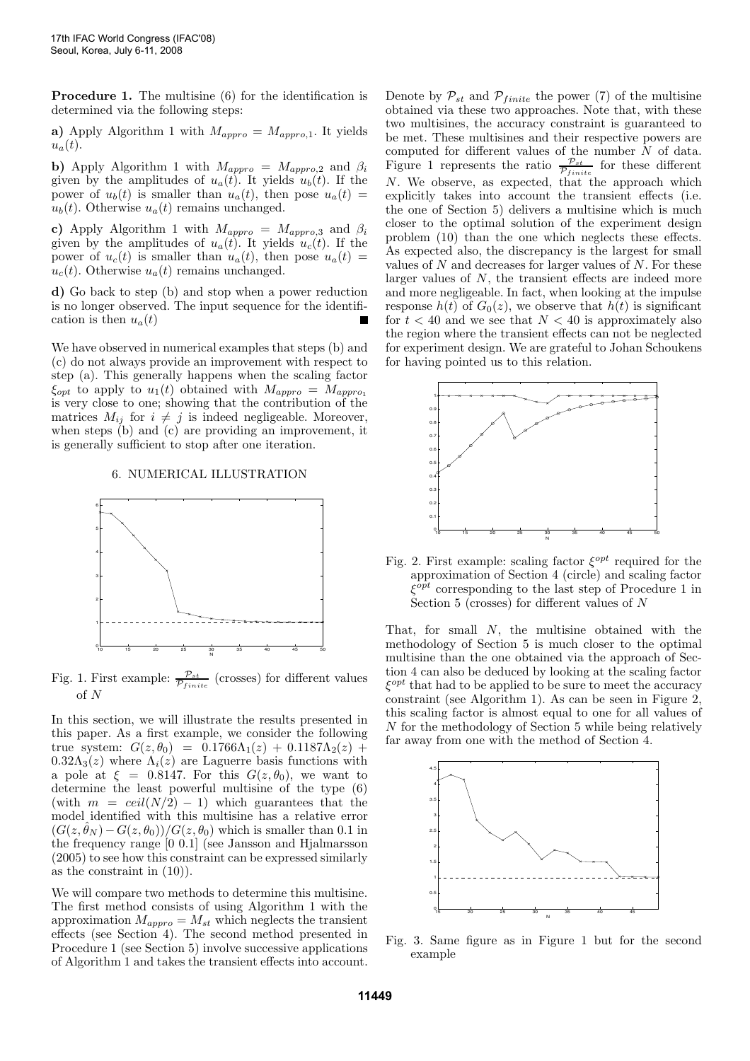**Procedure 1.** The multisine (6) for the identification is determined via the following steps:

**a)** Apply Algorithm 1 with $M_{appro} = M_{appro,1}$. It yields $u_a(t)$.

**b)** Apply Algorithm 1 with $M_{appro} = M_{appro,2}$ and $\beta_i$ given by the amplitudes of $u_a(t)$. It yields $u_b(t)$. If the power of $u_b(t)$ is smaller than $u_a(t)$, then pose $u_a(t) = u_b(t)$. Otherwise $u_a(t)$ remains unchanged.

**c)** Apply Algorithm 1 with $M_{appro} = M_{appro,3}$ and $\beta_i$ given by the amplitudes of $u_a(t)$. It yields $u_c(t)$. If the power of $u_c(t)$ is smaller than $u_a(t)$, then pose $u_a(t) = u_c(t)$. Otherwise $u_a(t)$ remains unchanged.

**d)** Go back to step (b) and stop when a power reduction is no longer observed. The input sequence for the identification is then $u_a(t)$ ■

We have observed in numerical examples that steps (b) and (c) do not always provide an improvement with respect to step (a). This generally happens when the scaling factor $\xi_{opt}$ to apply to $u_1(t)$ obtained with $M_{appro} = M_{appro_1}$ is very close to one; showing that the contribution of the matrices $M_{ij}$ for $i \neq j$ is indeed negligeable. Moreover, when steps (b) and (c) are providing an improvement, it is generally sufficient to stop after one iteration.

## 6. NUMERICAL ILLUSTRATION

Fig. 1. First example: $\frac{\mathcal{P}_{st}}{\mathcal{P}_{finite}}$ (crosses) for different values of $N$

In this section, we will illustrate the results presented in this paper. As a first example, we consider the following true system: $G(z, \theta_0) = 0.1766\Lambda_1(z) + 0.1187\Lambda_2(z) + 0.32\Lambda_3(z)$ where $\Lambda_i(z)$ are Laguerre basis functions with a pole at $\xi = 0.8147$. For this $G(z, \theta_0)$, we want to determine the least powerful multisine of the type (6) (with $m = ceil(N/2) - 1$) which guarantees that the model identified with this multisine has a relative error $(G(z, \hat{\theta}_N) - G(z, \theta_0))/G(z, \theta_0)$ which is smaller than 0.1 in the frequency range [0 0.1] (see Jansson and Hjalmarsson (2005) to see how this constraint can be expressed similarly as the constraint in (10)).

We will compare two methods to determine this multisine. The first method consists of using Algorithm 1 with the approximation $M_{appro} = M_{st}$ which neglects the transient effects (see Section 4). The second method presented in Procedure 1 (see Section 5) involve successive applications of Algorithm 1 and takes the transient effects into account.

Denote by $\mathcal{P}_{st}$ and $\mathcal{P}_{finite}$ the power (7) of the multisine obtained via these two approaches. Note that, with these two multisines, the accuracy constraint is guaranteed to be met. These multisines and their respective powers are computed for different values of the number $N$ of data. Figure 1 represents the ratio $\frac{\mathcal{P}_{st}}{\mathcal{P}_{finite}}$ for these different $N$. We observe, as expected, that the approach which explicitly takes into account the transient effects (i.e. the one of Section 5) delivers a multisine which is much closer to the optimal solution of the experiment design problem (10) than the one which neglects these effects. As expected also, the discrepancy is the largest for small values of $N$ and decreases for larger values of $N$. For these larger values of $N$, the transient effects are indeed more and more negligeable. In fact, when looking at the impulse response $h(t)$ of $G_0(z)$, we observe that $h(t)$ is significant for $t < 40$ and we see that $N < 40$ is approximately also the region where the transient effects can not be neglected for experiment design. We are grateful to Johan Schoukens for having pointed us to this relation.

Fig. 2. First example: scaling factor $\xi^{opt}$ required for the approximation of Section 4 (circle) and scaling factor $\xi^{opt}$ corresponding to the last step of Procedure 1 in Section 5 (crosses) for different values of $N$

That, for small $N$, the multisine obtained with the methodology of Section 5 is much closer to the optimal multisine than the one obtained via the approach of Section 4 can also be deduced by looking at the scaling factor $\xi^{opt}$ that had to be applied to be sure to meet the accuracy constraint (see Algorithm 1). As can be seen in Figure 2, this scaling factor is almost equal to one for all values of $N$ for the methodology of Section 5 while being relatively far away from one with the method of Section 4.

Fig. 3. Same figure as in Figure 1 but for the second example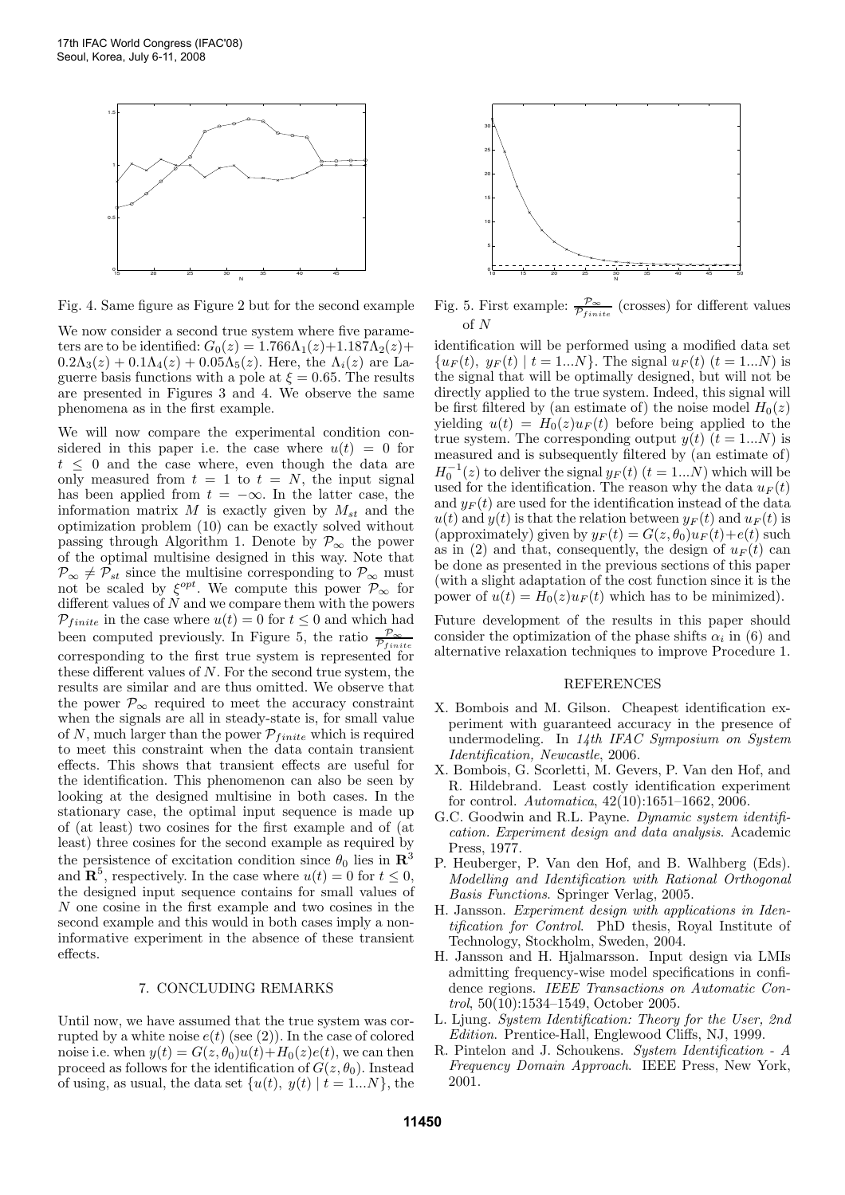1.5

1

0.5

0
15 20 25 30 35 40 45
N

Fig. 4. Same figure as Figure 2 but for the second example

35
30
25
20
15
10
5
0
10 15 20 25 30 35 40 45 50
N

Fig. 5. First example: $\frac{\mathcal{P}_{\infty}}{\mathcal{P}_{finite}}$ (crosses) for different values of $N$

We now consider a second true system where five parameters are to be identified: $G_0(z) = 1.766\Lambda_1(z)+1.187\Lambda_2(z)+0.2\Lambda_3(z) + 0.1\Lambda_4(z) + 0.05\Lambda_5(z)$. Here, the $\Lambda_i(z)$ are Laguerre basis functions with a pole at $\xi = 0.65$. The results are presented in Figures 3 and 4. We observe the same phenomena as in the first example.

We will now compare the experimental condition considered in this paper i.e. the case where $u(t) = 0$ for $t \leq 0$ and the case where, even though the data are only measured from $t = 1$ to $t = N$, the input signal has been applied from $t = -\infty$. In the latter case, the information matrix $M$ is exactly given by $M_{st}$ and the optimization problem (10) can be exactly solved without passing through Algorithm 1. Denote by $\mathcal{P}_{\infty}$ the power of the optimal multisine designed in this way. Note that $\mathcal{P}_{\infty} \neq \mathcal{P}_{st}$ since the multisine corresponding to $\mathcal{P}_{\infty}$ must not be scaled by $\xi^{opt}$. We compute this power $\mathcal{P}_{\infty}$ for different values of $N$ and we compare them with the powers $\mathcal{P}_{finite}$ in the case where $u(t) = 0$ for $t \leq 0$ and which had been computed previously. In Figure 5, the ratio $\frac{\mathcal{P}_{\infty}}{\mathcal{P}_{finite}}$ corresponding to the first true system is represented for these different values of $N$. For the second true system, the results are similar and are thus omitted. We observe that the power $\mathcal{P}_{\infty}$ required to meet the accuracy constraint when the signals are all in steady-state is, for small value of $N$, much larger than the power $\mathcal{P}_{finite}$ which is required to meet this constraint when the data contain transient effects. This shows that transient effects are useful for the identification. This phenomenon can also be seen by looking at the designed multisine in both cases. In the stationary case, the optimal input sequence is made up of (at least) two cosines for the first example and of (at least) three cosines for the second example as required by the persistence of excitation condition since $\theta_0$ lies in $\mathbf{R}^3$ and $\mathbf{R}^5$, respectively. In the case where $u(t) = 0$ for $t \leq 0$, the designed input sequence contains for small values of $N$ one cosine in the first example and two cosines in the second example and this would in both cases imply a non-informative experiment in the absence of these transient effects.

## 7. CONCLUDING REMARKS

Until now, we have assumed that the true system was corrupted by a white noise $e(t)$ (see (2)). In the case of colored noise i.e. when $y(t) = G(z, \theta_0)u(t)+H_0(z)e(t)$, we can then proceed as follows for the identification of $G(z, \theta_0)$. Instead of using, as usual, the data set $\{u(t),\ y(t) \mid t = 1...N\}$, the identification will be performed using a modified data set $\{u_F(t),\ y_F(t) \mid t = 1...N\}$. The signal $u_F(t)$ $(t = 1...N)$ is the signal that will be optimally designed, but will not be directly applied to the true system. Indeed, this signal will be first filtered by (an estimate of) the noise model $H_0(z)$ yielding $u(t) = H_0(z)u_F(t)$ before being applied to the true system. The corresponding output $y(t)$ $(t = 1...N)$ is measured and is subsequently filtered by (an estimate of) $H_0^{-1}(z)$ to deliver the signal $y_F(t)$ $(t = 1...N)$ which will be used for the identification. The reason why the data $u_F(t)$ and $y_F(t)$ are used for the identification instead of the data $u(t)$ and $y(t)$ is that the relation between $y_F(t)$ and $u_F(t)$ is (approximately) given by $y_F(t) = G(z, \theta_0)u_F(t)+e(t)$ such as in (2) and that, consequently, the design of $u_F(t)$ can be done as presented in the previous sections of this paper (with a slight adaptation of the cost function since it is the power of $u(t) = H_0(z)u_F(t)$ which has to be minimized).

Future development of the results in this paper should consider the optimization of the phase shifts $\alpha_i$ in (6) and alternative relaxation techniques to improve Procedure 1.

## REFERENCES

X. Bombois and M. Gilson. Cheapest identification experiment with guaranteed accuracy in the presence of undermodeling. In *14th IFAC Symposium on System Identification, Newcastle*, 2006.

X. Bombois, G. Scorletti, M. Gevers, P. Van den Hof, and R. Hildebrand. Least costly identification experiment for control. *Automatica*, 42(10):1651–1662, 2006.

G.C. Goodwin and R.L. Payne. *Dynamic system identification. Experiment design and data analysis*. Academic Press, 1977.

P. Heuberger, P. Van den Hof, and B. Walhberg (Eds). *Modelling and Identification with Rational Orthogonal Basis Functions*. Springer Verlag, 2005.

H. Jansson. *Experiment design with applications in Identification for Control*. PhD thesis, Royal Institute of Technology, Stockholm, Sweden, 2004.

H. Jansson and H. Hjalmarsson. Input design via LMIs admitting frequency-wise model specifications in confidence regions. *IEEE Transactions on Automatic Control*, 50(10):1534–1549, October 2005.

L. Ljung. *System Identification: Theory for the User, 2nd Edition*. Prentice-Hall, Englewood Cliffs, NJ, 1999.

R. Pintelon and J. Schoukens. *System Identification - A Frequency Domain Approach*. IEEE Press, New York, 2001.